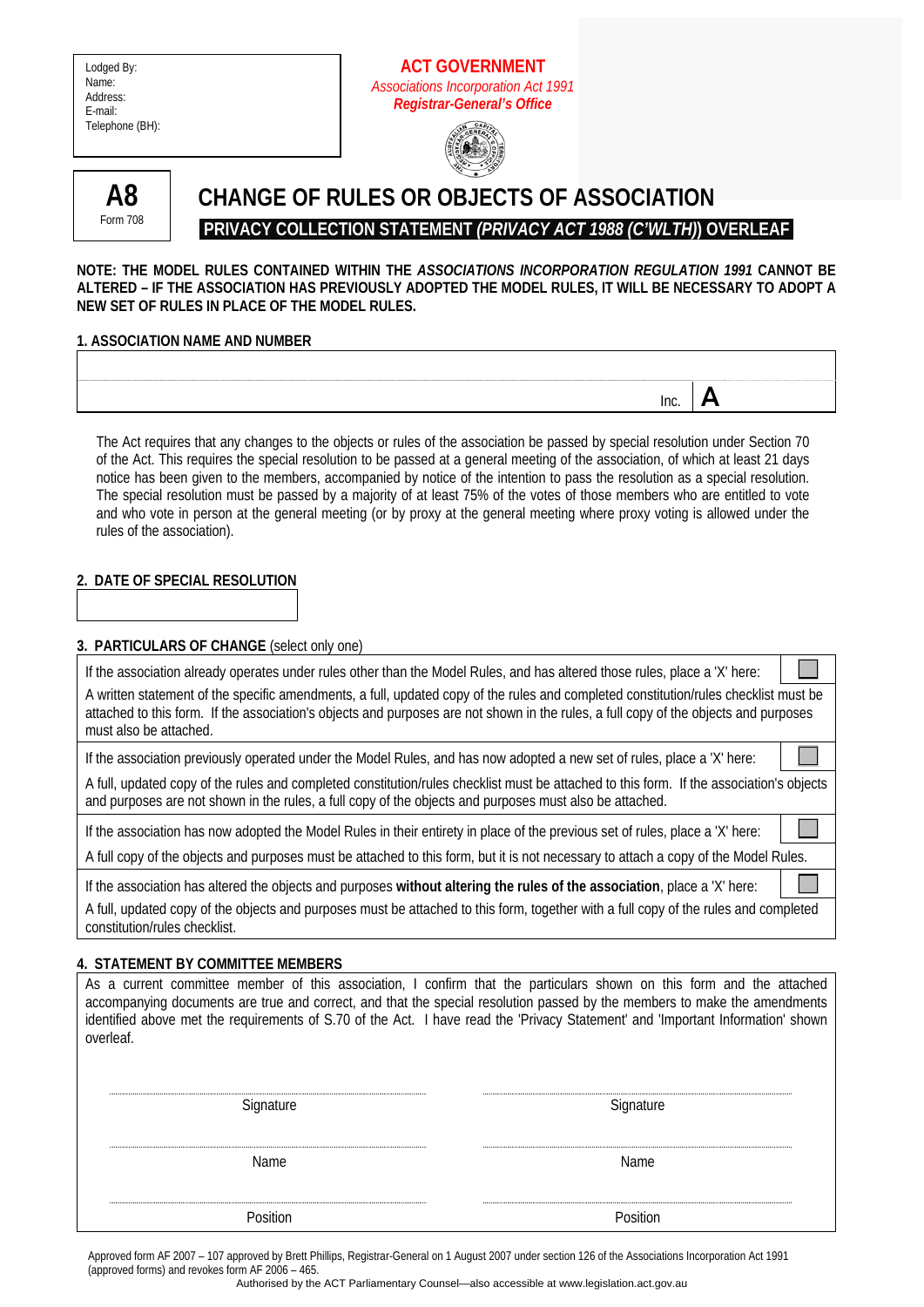Lodged By:
Name:
Address:
E-mail:
Telephone (BH):

**ACT GOVERNMENT**
*Associations Incorporation Act 1991*
***Registrar-General's Office***

**A8**
Form 708

# CHANGE OF RULES OR OBJECTS OF ASSOCIATION

**PRIVACY COLLECTION STATEMENT *(PRIVACY ACT 1988 (C'WLTH)*) OVERLEAF**

**NOTE: THE MODEL RULES CONTAINED WITHIN THE *ASSOCIATIONS INCORPORATION REGULATION 1991* CANNOT BE ALTERED – IF THE ASSOCIATION HAS PREVIOUSLY ADOPTED THE MODEL RULES, IT WILL BE NECESSARY TO ADOPT A NEW SET OF RULES IN PLACE OF THE MODEL RULES.**

## 1. ASSOCIATION NAME AND NUMBER

| | |
|---|---|
| | |
| Inc. | A |

The Act requires that any changes to the objects or rules of the association be passed by special resolution under Section 70 of the Act. This requires the special resolution to be passed at a general meeting of the association, of which at least 21 days notice has been given to the members, accompanied by notice of the intention to pass the resolution as a special resolution. The special resolution must be passed by a majority of at least 75% of the votes of those members who are entitled to vote and who vote in person at the general meeting (or by proxy at the general meeting where proxy voting is allowed under the rules of the association).

## 2. DATE OF SPECIAL RESOLUTION

| |
|---|
| |

## 3. PARTICULARS OF CHANGE (select only one)

| | |
|---|---|
| If the association already operates under rules other than the Model Rules, and has altered those rules, place a 'X' here: | ☐ |
| A written statement of the specific amendments, a full, updated copy of the rules and completed constitution/rules checklist must be attached to this form. If the association's objects and purposes are not shown in the rules, a full copy of the objects and purposes must also be attached. | |
| If the association previously operated under the Model Rules, and has now adopted a new set of rules, place a 'X' here: | ☐ |
| A full, updated copy of the rules and completed constitution/rules checklist must be attached to this form. If the association's objects and purposes are not shown in the rules, a full copy of the objects and purposes must also be attached. | |
| If the association has now adopted the Model Rules in their entirety in place of the previous set of rules, place a 'X' here: | ☐ |
| A full copy of the objects and purposes must be attached to this form, but it is not necessary to attach a copy of the Model Rules. | |
| If the association has altered the objects and purposes **without altering the rules of the association**, place a 'X' here: | ☐ |
| A full, updated copy of the objects and purposes must be attached to this form, together with a full copy of the rules and completed constitution/rules checklist. | |

## 4. STATEMENT BY COMMITTEE MEMBERS

As a current committee member of this association, I confirm that the particulars shown on this form and the attached accompanying documents are true and correct, and that the special resolution passed by the members to make the amendments identified above met the requirements of S.70 of the Act. I have read the 'Privacy Statement' and 'Important Information' shown overleaf.

| | |
|---|---|
| ........................................ | ........................................ |
| Signature | Signature |
| ........................................ | ........................................ |
| Name | Name |
| ........................................ | ........................................ |
| Position | Position |

Approved form AF 2007 – 107 approved by Brett Phillips, Registrar-General on 1 August 2007 under section 126 of the Associations Incorporation Act 1991 (approved forms) and revokes form AF 2006 – 465.

Authorised by the ACT Parliamentary Counsel—also accessible at www.legislation.act.gov.au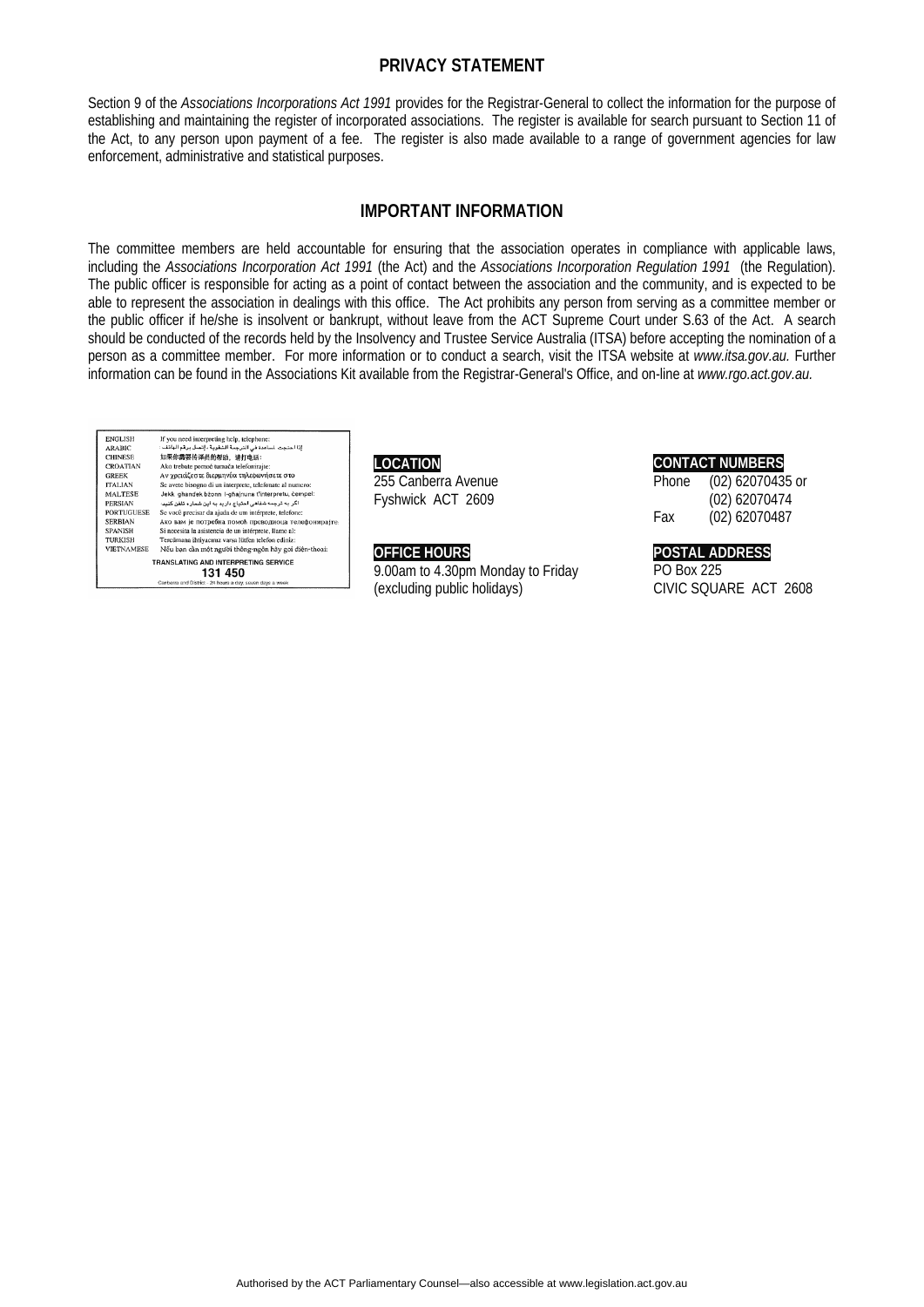## PRIVACY STATEMENT

Section 9 of the *Associations Incorporations Act 1991* provides for the Registrar-General to collect the information for the purpose of establishing and maintaining the register of incorporated associations. The register is available for search pursuant to Section 11 of the Act, to any person upon payment of a fee. The register is also made available to a range of government agencies for law enforcement, administrative and statistical purposes.

## IMPORTANT INFORMATION

The committee members are held accountable for ensuring that the association operates in compliance with applicable laws, including the *Associations Incorporation Act 1991* (the Act) and the *Associations Incorporation Regulation 1991* (the Regulation). The public officer is responsible for acting as a point of contact between the association and the community, and is expected to be able to represent the association in dealings with this office. The Act prohibits any person from serving as a committee member or the public officer if he/she is insolvent or bankrupt, without leave from the ACT Supreme Court under S.63 of the Act. A search should be conducted of the records held by the Insolvency and Trustee Service Australia (ITSA) before accepting the nomination of a person as a committee member. For more information or to conduct a search, visit the ITSA website at *www.itsa.gov.au.* Further information can be found in the Associations Kit available from the Registrar-General's Office, and on-line at *www.rgo.act.gov.au.*

| | |
|---|---|
| ENGLISH | If you need interpreting help, telephone: |
| ARABIC | إذا احتجت لمساعدة في الترجمة الشفوية، إتصل برقم الهاتف: |
| CHINESE | 如果你需要传译员的帮助，请打电话： |
| CROATIAN | Ako trebate pomoć tumača telefonirajte: |
| GREEK | Αν χρειάζεστε διερμηνέα τηλεφωνήσετε στο |
| ITALIAN | Se avete bisogno di un interprete, telefonate al numero: |
| MALTESE | Jekk għandek bżonn l-għajnuna t'interpretu, ċempel: |
| PERSIAN | اگر به ترجمه شفاهی احتیاج دارید به این شماره تلفن کنید: |
| PORTUGUESE | Se você precisar da ajuda de um intérprete, telefone: |
| SERBIAN | Ако вам је потребна помоћ преводиоца телефонирајте: |
| SPANISH | Si necesita la asistencia de un intérprete, llame al: |
| TURKISH | Tercümana ihtiyacınız varsa lütfen telefon ediniz: |
| VIETNAMESE | Nếu bạn cần một người thông-ngôn hãy gọi điện-thoại: |

**TRANSLATING AND INTERPRETING SERVICE**
**131 450**
Canberra and District - 24 hours a day, seven days a week

**LOCATION**
255 Canberra Avenue
Fyshwick ACT 2609

**OFFICE HOURS**
9.00am to 4.30pm Monday to Friday
(excluding public holidays)

**CONTACT NUMBERS**
Phone (02) 62070435 or
(02) 62070474
Fax (02) 62070487

**POSTAL ADDRESS**
PO Box 225
CIVIC SQUARE ACT 2608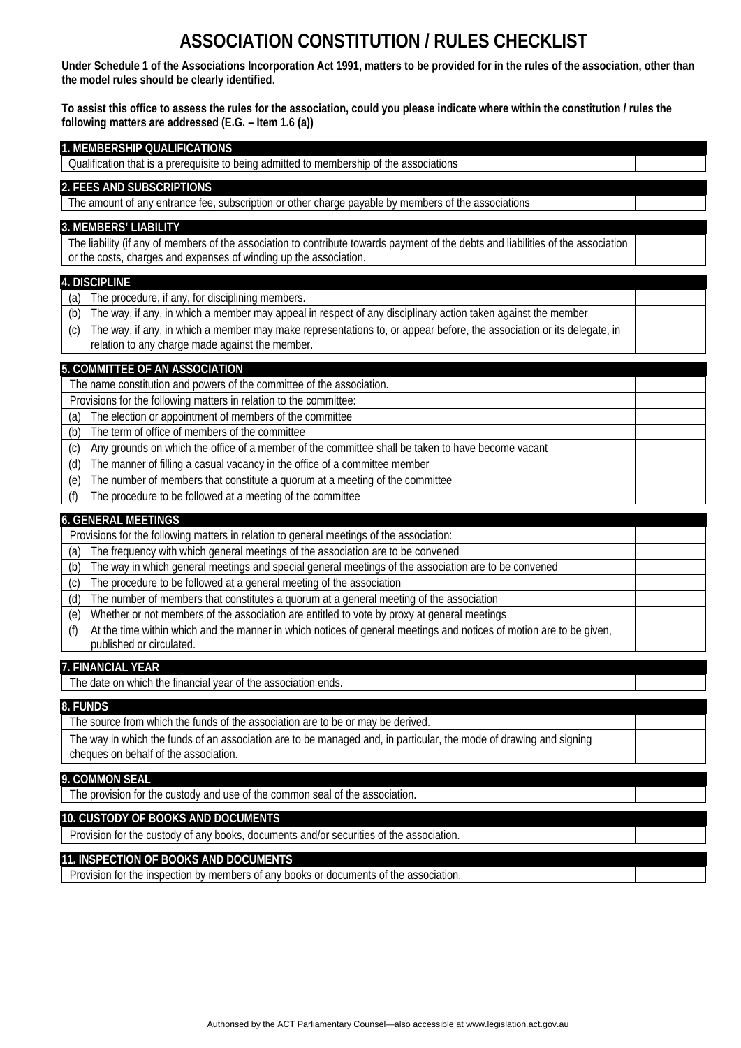# ASSOCIATION CONSTITUTION / RULES CHECKLIST

**Under Schedule 1 of the Associations Incorporation Act 1991, matters to be provided for in the rules of the association, other than the model rules should be clearly identified**.

**To assist this office to assess the rules for the association, could you please indicate where within the constitution / rules the following matters are addressed (E.G. – Item 1.6 (a))**

| **1. MEMBERSHIP QUALIFICATIONS** | |
|---|---|
| Qualification that is a prerequisite to being admitted to membership of the associations | |

| **2. FEES AND SUBSCRIPTIONS** | |
|---|---|
| The amount of any entrance fee, subscription or other charge payable by members of the associations | |

| **3. MEMBERS' LIABILITY** | |
|---|---|
| The liability (if any of members of the association to contribute towards payment of the debts and liabilities of the association or the costs, charges and expenses of winding up the association. | |

| **4. DISCIPLINE** | |
|---|---|
| (a) The procedure, if any, for disciplining members. | |
| (b) The way, if any, in which a member may appeal in respect of any disciplinary action taken against the member | |
| (c) The way, if any, in which a member may make representations to, or appear before, the association or its delegate, in relation to any charge made against the member. | |

| **5. COMMITTEE OF AN ASSOCIATION** | |
|---|---|
| The name constitution and powers of the committee of the association. | |
| Provisions for the following matters in relation to the committee: | |
| (a) The election or appointment of members of the committee | |
| (b) The term of office of members of the committee | |
| (c) Any grounds on which the office of a member of the committee shall be taken to have become vacant | |
| (d) The manner of filling a casual vacancy in the office of a committee member | |
| (e) The number of members that constitute a quorum at a meeting of the committee | |
| (f) The procedure to be followed at a meeting of the committee | |

| **6. GENERAL MEETINGS** | |
|---|---|
| Provisions for the following matters in relation to general meetings of the association: | |
| (a) The frequency with which general meetings of the association are to be convened | |
| (b) The way in which general meetings and special general meetings of the association are to be convened | |
| (c) The procedure to be followed at a general meeting of the association | |
| (d) The number of members that constitutes a quorum at a general meeting of the association | |
| (e) Whether or not members of the association are entitled to vote by proxy at general meetings | |
| (f) At the time within which and the manner in which notices of general meetings and notices of motion are to be given, published or circulated. | |

| **7. FINANCIAL YEAR** | |
|---|---|
| The date on which the financial year of the association ends. | |

| **8. FUNDS** | |
|---|---|
| The source from which the funds of the association are to be or may be derived. | |
| The way in which the funds of an association are to be managed and, in particular, the mode of drawing and signing cheques on behalf of the association. | |

| **9. COMMON SEAL** | |
|---|---|
| The provision for the custody and use of the common seal of the association. | |

| **10. CUSTODY OF BOOKS AND DOCUMENTS** | |
|---|---|
| Provision for the custody of any books, documents and/or securities of the association. | |

| **11. INSPECTION OF BOOKS AND DOCUMENTS** | |
|---|---|
| Provision for the inspection by members of any books or documents of the association. | |